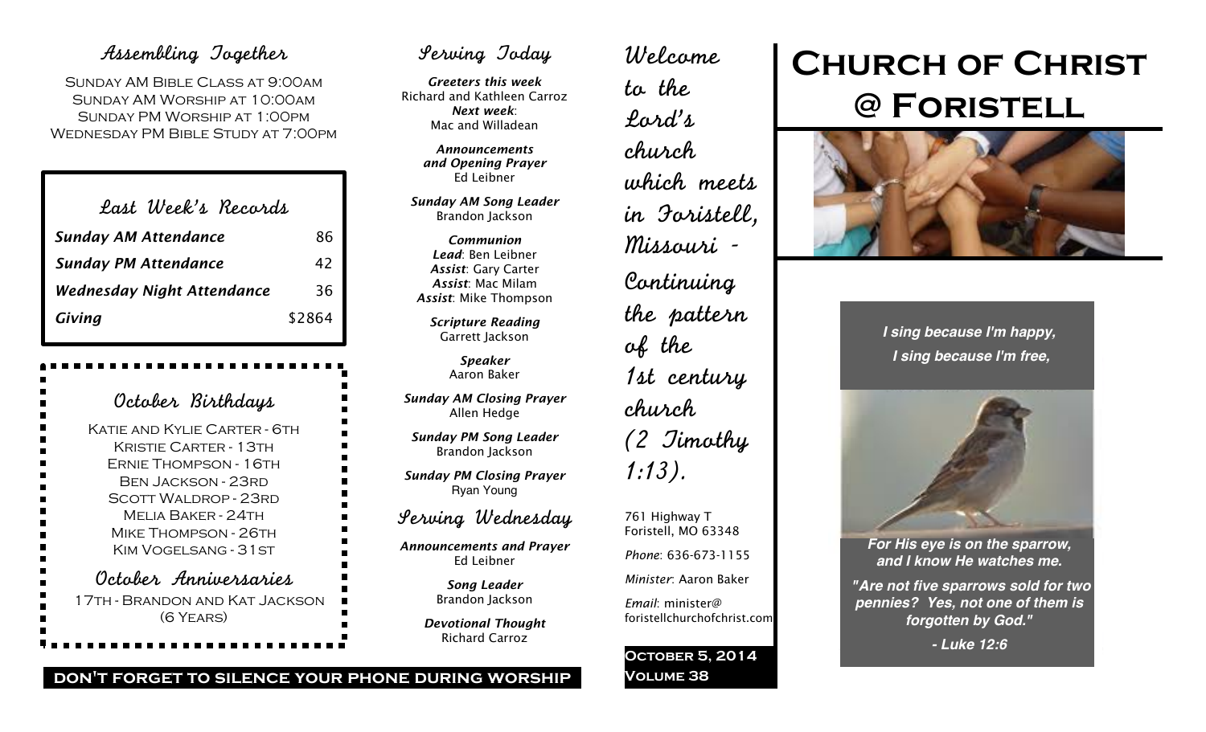# Church of Christ @ Foristell

*I sing because I'm happy,*
*I sing because I'm free,*

*For His eye is on the sparrow, and I know He watches me.*

*"Are not five sparrows sold for two pennies? Yes, not one of them is forgotten by God."*

*- Luke 12:6*

## Welcome to the Lord's church which meets in Foristell, Missouri - Continuing the pattern of the 1st century church (2 Timothy 1:13).

761 Highway T
Foristell, MO 63348

*Phone*: 636-673-1155

*Minister*: Aaron Baker

*Email*: minister@foristellchurchofchrist.com

**October 5, 2014**
**Volume 38**

## Assembling Together

Sunday AM Bible Class at 9:00am
Sunday AM Worship at 10:00am
Sunday PM Worship at 1:00pm
Wednesday PM Bible Study at 7:00pm

## Last Week's Records

| | |
|---|---|
| ***Sunday AM Attendance*** | 86 |
| ***Sunday PM Attendance*** | 42 |
| ***Wednesday Night Attendance*** | 36 |
| ***Giving*** | $2864 |

## October Birthdays

Katie and Kylie Carter - 6th
Kristie Carter - 13th
Ernie Thompson - 16th
Ben Jackson - 23rd
Scott Waldrop - 23rd
Melia Baker - 24th
Mike Thompson - 26th
Kim Vogelsang - 31st

## October Anniversaries

17th - Brandon and Kat Jackson (6 Years)

## Serving Today

***Greeters this week***
Richard and Kathleen Carroz
***Next week***:
Mac and Willadean

***Announcements and Opening Prayer***
Ed Leibner

***Sunday AM Song Leader***
Brandon Jackson

***Communion***
***Lead***: Ben Leibner
***Assist***: Gary Carter
***Assist***: Mac Milam
***Assist***: Mike Thompson

***Scripture Reading***
Garrett Jackson

***Speaker***
Aaron Baker

***Sunday AM Closing Prayer***
Allen Hedge

***Sunday PM Song Leader***
Brandon Jackson

***Sunday PM Closing Prayer***
Ryan Young

## Serving Wednesday

***Announcements and Prayer***
Ed Leibner

***Song Leader***
Brandon Jackson

***Devotional Thought***
Richard Carroz

**DON'T FORGET TO SILENCE YOUR PHONE DURING WORSHIP**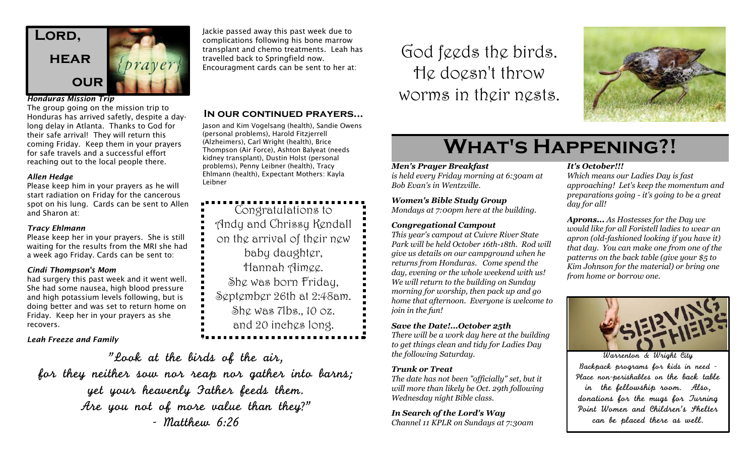# Lord, hear our prayer

***Honduras Mission Trip***

The group going on the mission trip to Honduras has arrived safely, despite a day-long delay in Atlanta. Thanks to God for their safe arrival! They will return this coming Friday. Keep them in your prayers for safe travels and a successful effort reaching out to the local people there.

***Allen Hedge***

Please keep him in your prayers as he will start radiation on Friday for the cancerous spot on his lung. Cards can be sent to Allen and Sharon at:

***Tracy Ehlmann***

Please keep her in your prayers. She is still waiting for the results from the MRI she had a week ago Friday. Cards can be sent to:

***Cindi Thompson's Mom***

had surgery this past week and it went well. She had some nausea, high blood pressure and high potassium levels following, but is doing better and was set to return home on Friday. Keep her in your prayers as she recovers.

***Leah Freeze and Family***

Jackie passed away this past week due to complications following his bone marrow transplant and chemo treatments. Leah has travelled back to Springfield now. Encouragment cards can be sent to her at:

## In our continued prayers...

Jason and Kim Vogelsang (health), Sandie Owens (personal problems), Harold Fitzjerrell (Alzheimers), Carl Wright (health), Brice Thompson (Air Force), Ashton Balyeat (needs kidney transplant), Dustin Holst (personal problems), Penny Leibner (health), Tracy Ehlmann (health), Expectant Mothers: Kayla Leibner

Congratulations to Andy and Chrissy Kendall on the arrival of their new baby daughter, Hannah Aimee. She was born Friday, September 26th at 2:48am. She was 7lbs., 10 oz. and 20 inches long.

"Look at the birds of the air, for they neither sow nor reap nor gather into barns; yet your heavenly Father feeds them. Are you not of more value than they?"
- Matthew 6:26

God feeds the birds. He doesn't throw worms in their nests.

# What's Happening?!

***Men's Prayer Breakfast***
*is held every Friday morning at 6:30am at Bob Evan's in Wentzville.*

***Women's Bible Study Group***
*Mondays at 7:00pm here at the building.*

***Congregational Campout***
*This year's campout at Cuivre River State Park will be held October 16th-18th. Rod will give us details on our campground when he returns from Honduras. Come spend the day, evening or the whole weekend with us! We will return to the building on Sunday morning for worship, then pack up and go home that afternoon. Everyone is welcome to join in the fun!*

***Save the Date!...October 25th***
*There will be a work day here at the building to get things clean and tidy for Ladies Day the following Saturday.*

***Trunk or Treat***
*The date has not been "officially" set, but it will more than likely be Oct. 29th following Wednesday night Bible class.*

***In Search of the Lord's Way***
*Channel 11 KPLR on Sundays at 7:30am*

***It's October!!!***
*Which means our Ladies Day is fast approaching! Let's keep the momentum and preparations going - it's going to be a great day for all!*

***Aprons...*** *As Hostesses for the Day we would like for all Foristell ladies to wear an apron (old-fashioned looking if you have it) that day. You can make one from one of the patterns on the back table (give your $5 to Kim Johnson for the material) or bring one from home or borrow one.*

SERVING OTHERS

Warrenton & Wright City Backpack programs for kids in need - Place non-perishables on the back table in the fellowship room. Also, donations for the mugs for Turning Point Women and Children's Shelter can be placed there as well.